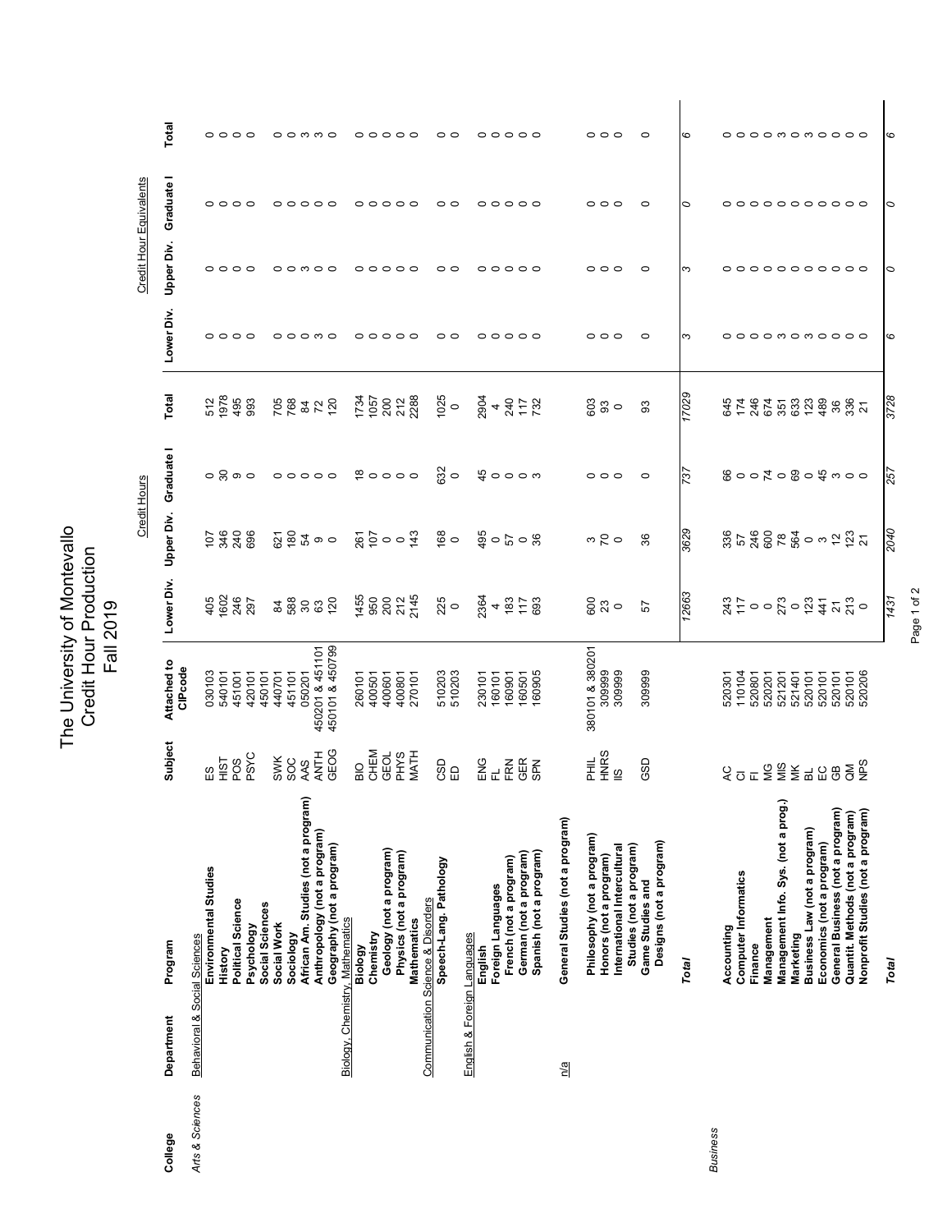# The University of Montevallo
## Credit Hour Production
## Fall 2019

| College | Department | Program | Subject | Attached to CIPcode | Credit Hours Lower Div. | Credit Hours Upper Div. | Credit Hours Graduate I | Credit Hours Total | Credit Hour Equivalents Lower Div. | Credit Hour Equivalents Upper Div. | Credit Hour Equivalents Graduate I | Credit Hour Equivalents Total |
|---|---|---|---|---|---|---|---|---|---|---|---|---|
| *Arts & Sciences* | Behavioral & Social Sciences | | | | | | | | | | | |
| | | **Environmental Studies** | ES | 030103 | 405 | 107 | 0 | 512 | 0 | 0 | 0 | 0 |
| | | **History** | HIST | 540101 | 1602 | 346 | 30 | 1978 | 0 | 0 | 0 | 0 |
| | | **Political Science** | POS | 451001 | 246 | 240 | 9 | 495 | 0 | 0 | 0 | 0 |
| | | **Psychology** | PSYC | 420101 | 297 | 696 | 0 | 993 | 0 | 0 | 0 | 0 |
| | | **Social Sciences** | | 450101 | | | | | | | | |
| | | **Social Work** | SWK | 440701 | 84 | 621 | 0 | 705 | 0 | 0 | 0 | 0 |
| | | **Sociology** | SOC | 451101 | 588 | 180 | 0 | 768 | 0 | 0 | 0 | 0 |
| | | **African Am. Studies (not a program)** | AAS | 050201 | 30 | 54 | 0 | 84 | 0 | 3 | 0 | 3 |
| | | **Anthropology (not a program)** | ANTH | 450201 & 451101 | 63 | 9 | 0 | 72 | 3 | 0 | 0 | 3 |
| | | **Geography (not a program)** | GEOG | 450101 & 450799 | 120 | 0 | 0 | 120 | 0 | 0 | 0 | 0 |
| | Biology, Chemistry, Mathematics | | | | | | | | | | | |
| | | **Biology** | BIO | 260101 | 1455 | 261 | 18 | 1734 | 0 | 0 | 0 | 0 |
| | | **Chemistry** | CHEM | 400501 | 950 | 107 | 0 | 1057 | 0 | 0 | 0 | 0 |
| | | **Geology (not a program)** | GEOL | 400601 | 200 | 0 | 0 | 200 | 0 | 0 | 0 | 0 |
| | | **Physics (not a program)** | PHYS | 400801 | 212 | 0 | 0 | 212 | 0 | 0 | 0 | 0 |
| | | **Mathematics** | MATH | 270101 | 2145 | 143 | 0 | 2288 | 0 | 0 | 0 | 0 |
| | Communication Science & Disorders | | | | | | | | | | | |
| | | **Speech-Lang. Pathology** | CSD | 510203 | 225 | 168 | 632 | 1025 | 0 | 0 | 0 | 0 |
| | | | ED | 510203 | 0 | 0 | 0 | 0 | 0 | 0 | 0 | 0 |
| | English & Foreign Languages | | | | | | | | | | | |
| | | **English** | ENG | 230101 | 2364 | 495 | 45 | 2904 | 0 | 0 | 0 | 0 |
| | | **Foreign Languages** | FL | 160101 | 4 | 0 | 0 | 4 | 0 | 0 | 0 | 0 |
| | | **French (not a program)** | FRN | 160901 | 183 | 57 | 0 | 240 | 0 | 0 | 0 | 0 |
| | | **German (not a program)** | GER | 160501 | 117 | 0 | 0 | 117 | 0 | 0 | 0 | 0 |
| | | **Spanish (not a program)** | SPN | 160905 | 693 | 36 | 3 | 732 | 0 | 0 | 0 | 0 |
| | n/a | **General Studies (not a program)** | | | | | | | | | | |
| | | **Philosophy (not a program)** | PHIL | 380101 & 380201 | 600 | 3 | 0 | 603 | 0 | 0 | 0 | 0 |
| | | **Honors (not a program)** | HNRS | 309999 | 23 | 70 | 0 | 93 | 0 | 0 | 0 | 0 |
| | | **International Intercultural Studies (not a program)** | IIS | 309999 | 0 | 0 | 0 | 0 | 0 | 0 | 0 | 0 |
| | | **Game Studies and Designs (not a program)** | GSD | 309999 | 57 | 36 | 0 | 93 | 0 | 0 | 0 | 0 |
| | | ***Total*** | | | *12663* | *3629* | *737* | *17029* | *3* | *3* | *0* | *6* |
| *Business* | | | | | | | | | | | | |
| | | **Accounting** | AC | 520301 | 243 | 336 | 66 | 645 | 0 | 0 | 0 | 0 |
| | | **Computer Informatics** | CI | 110104 | 117 | 57 | 0 | 174 | 0 | 0 | 0 | 0 |
| | | **Finance** | FI | 520801 | 0 | 246 | 0 | 246 | 0 | 0 | 0 | 0 |
| | | **Management** | MG | 520201 | 0 | 600 | 74 | 674 | 0 | 0 | 0 | 0 |
| | | **Management Info. Sys. (not a prog.)** | MIS | 521201 | 273 | 78 | 0 | 351 | 3 | 0 | 0 | 3 |
| | | **Marketing** | MK | 521401 | 0 | 564 | 69 | 633 | 0 | 0 | 0 | 0 |
| | | **Business Law (not a program)** | BL | 520101 | 123 | 0 | 0 | 123 | 3 | 0 | 0 | 3 |
| | | **Economics (not a program)** | EC | 520101 | 441 | 3 | 45 | 489 | 0 | 0 | 0 | 0 |
| | | **General Business (not a program)** | GB | 520101 | 21 | 12 | 3 | 36 | 0 | 0 | 0 | 0 |
| | | **Quantit. Methods (not a program)** | QM | 520101 | 213 | 123 | 0 | 336 | 0 | 0 | 0 | 0 |
| | | **Nonprofit Studies (not a program)** | NPS | 520206 | 0 | 21 | 0 | 21 | 0 | 0 | 0 | 0 |
| | | ***Total*** | | | *1431* | *2040* | *257* | *3728* | *6* | *0* | *0* | *6* |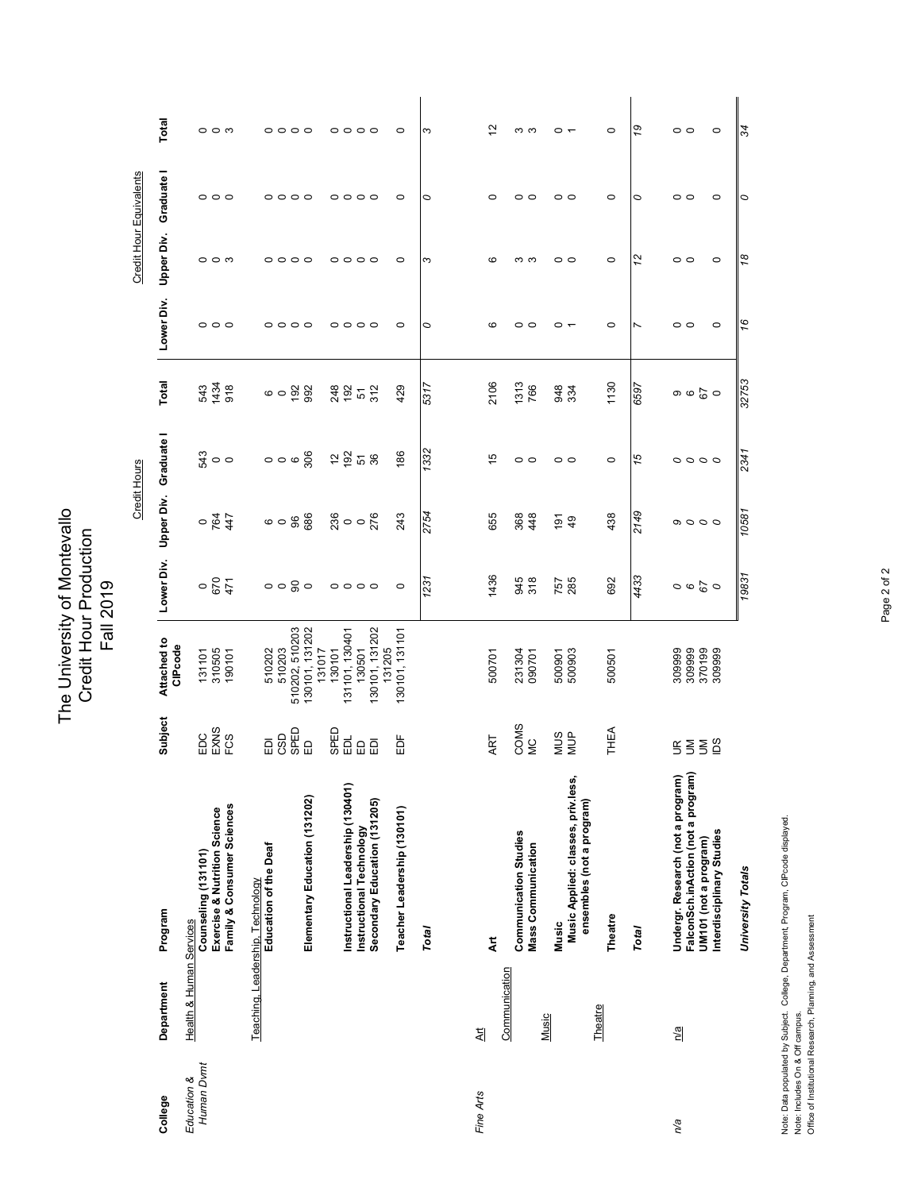# The University of Montevallo
## Credit Hour Production
## Fall 2019

| College | Department | Program | Subject | Attached to CIPcode | Credit Hours Lower Div. | Credit Hours Upper Div. | Credit Hours Graduate I | Credit Hours Total | Credit Hour Equivalents Lower Div. | Credit Hour Equivalents Upper Div. | Credit Hour Equivalents Graduate I | Credit Hour Equivalents Total |
|---|---|---|---|---|---|---|---|---|---|---|---|---|
| *Education & Human Dvmt* | Health & Human Services | **Counseling (131101)** | EDC | 131101 | 0 | 0 | 543 | 543 | 0 | 0 | 0 | 0 |
| | | **Exercise & Nutrition Science** | EXNS | 310505 | 670 | 764 | 0 | 1434 | 0 | 0 | 0 | 0 |
| | | **Family & Consumer Sciences** | FCS | 190101 | 471 | 447 | 0 | 918 | 0 | 3 | 0 | 3 |
| | Teaching, Leadership, Technology | **Education of the Deaf** | EDI | 510202 | 0 | 6 | 0 | 6 | 0 | 0 | 0 | 0 |
| | | | CSD | 510203 | 0 | 0 | 0 | 0 | 0 | 0 | 0 | 0 |
| | | | SPED | 510202, 510203 | 90 | 96 | 6 | 192 | 0 | 0 | 0 | 0 |
| | | **Elementary Education (131202)** | ED | 130101, 131202 | 0 | 686 | 306 | 992 | 0 | 0 | 0 | 0 |
| | | | | 131017 | | | | | | | | |
| | | | SPED | 130101 | 0 | 236 | 12 | 248 | 0 | 0 | 0 | 0 |
| | | **Instructional Leadership (130401)** | EDL | 131101, 130401 | 0 | 0 | 192 | 192 | 0 | 0 | 0 | 0 |
| | | **Instructional Technology** | ED | 130501 | 0 | 0 | 51 | 51 | 0 | 0 | 0 | 0 |
| | | **Secondary Education (131205)** | EDI | 130101, 131202 | 0 | 276 | 36 | 312 | 0 | 0 | 0 | 0 |
| | | | | 131205 | | | | | | | | |
| | | **Teacher Leadership (130101)** | EDF | 130101, 131101 | 0 | 243 | 186 | 429 | 0 | 0 | 0 | 0 |
| | | ***Total*** | | | *1231* | *2754* | *1332* | *5317* | *0* | *3* | *0* | *3* |
| *Fine Arts* | Art | **Art** | ART | 500701 | 1436 | 655 | 15 | 2106 | 6 | 6 | 0 | 12 |
| | Communication | **Communication Studies** | COMS | 231304 | 945 | 368 | 0 | 1313 | 0 | 3 | 0 | 3 |
| | | **Mass Communication** | MC | 090701 | 318 | 448 | 0 | 766 | 0 | 3 | 0 | 3 |
| | Music | **Music** | MUS | 500901 | 757 | 191 | 0 | 948 | 0 | 0 | 0 | 0 |
| | | **Music Applied: classes, priv.less, ensembles (not a program)** | MUP | 500903 | 285 | 49 | 0 | 334 | 1 | 0 | 0 | 1 |
| | Theatre | **Theatre** | THEA | 500501 | 692 | 438 | 0 | 1130 | 0 | 0 | 0 | 0 |
| | | ***Total*** | | | *4433* | *2149* | *15* | *6597* | *7* | *12* | *0* | *19* |
| *n/a* | n/a | **Undergr. Research (not a program)** | UR | 309999 | 0 | 9 | 0 | 9 | 0 | 0 | 0 | 0 |
| | | **FalconSch.inAction (not a program)** | UM | 309999 | 6 | 0 | 0 | 6 | 0 | 0 | 0 | 0 |
| | | **UM101 (not a program)** | UM | 370199 | 67 | 0 | 0 | 67 | | | | |
| | | **Interdisciplinary Studies** | IDS | 309999 | 0 | 0 | 0 | 0 | 0 | 0 | 0 | 0 |
| | | ***University Totals*** | | | *19831* | *10581* | *2341* | *32753* | *16* | *18* | *0* | *34* |

Note: Data populated by Subject. College, Department, Program, CIPcode displayed.
Note: Includes On & Off campus.
Office of Institutional Research, Planning, and Assessment